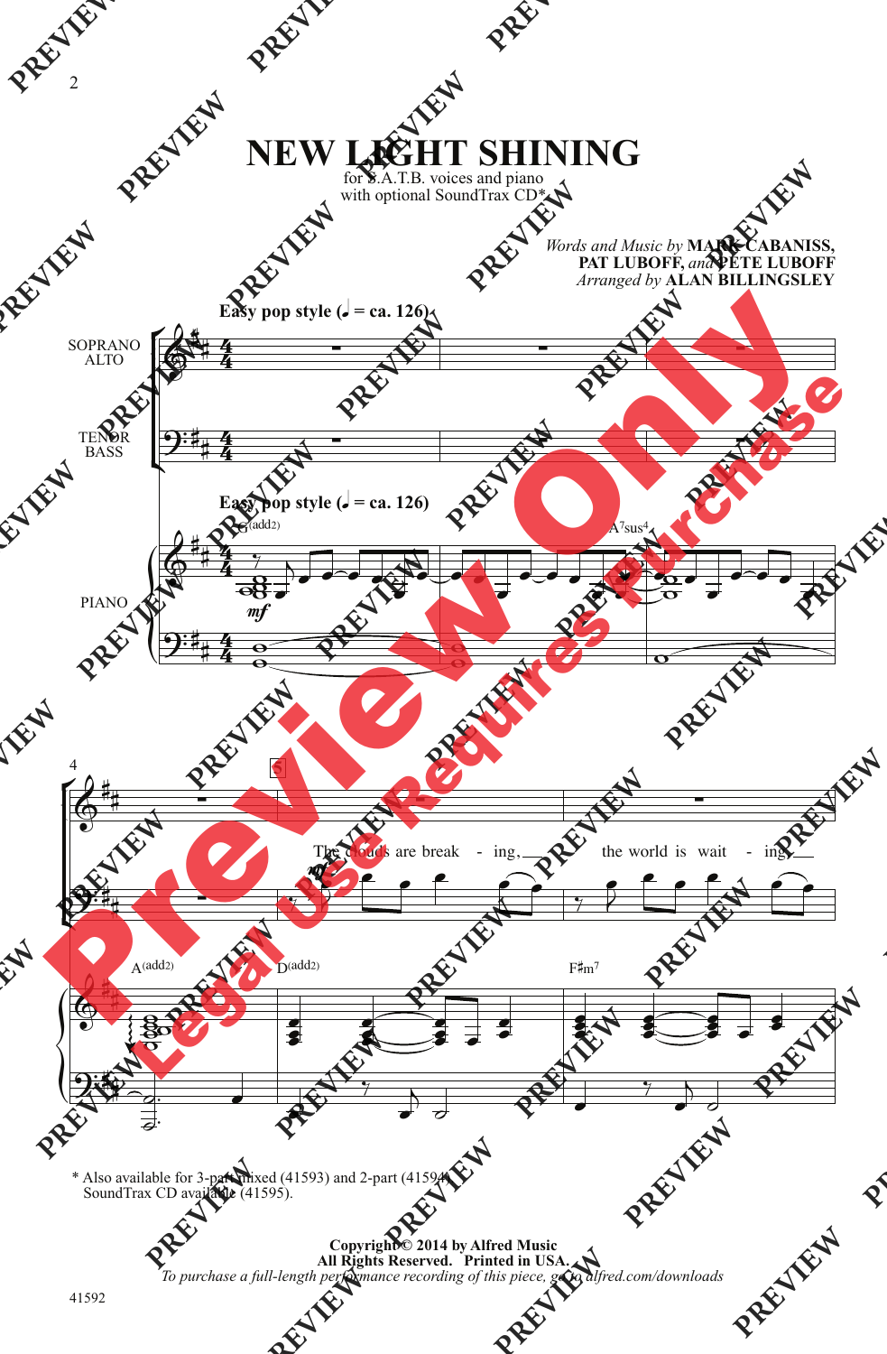# NEW LIGHT SHINING

for S.A.T.B. voices and piano
with optional SoundTrax CD*

*Words and Music by* **MARK CABANISS, PAT LUBOFF,** *and* **PETE LUBOFF**
*Arranged by* **ALAN BILLINGSLEY**

**Easy pop style (♩ = ca. 126)**

SOPRANO ALTO

TENOR BASS

PIANO

G(add2) A7sus4

A(add2) D(add2) F♯m7

The clouds are break - ing, the world is wait - ing,

\* Also available for 3-part mixed (41593) and 2-part (41594).
SoundTrax CD available (41595).

**Copyright © 2014 by Alfred Music**
**All Rights Reserved. Printed in USA.**
*To purchase a full-length performance recording of this piece, go to alfred.com/downloads*

41592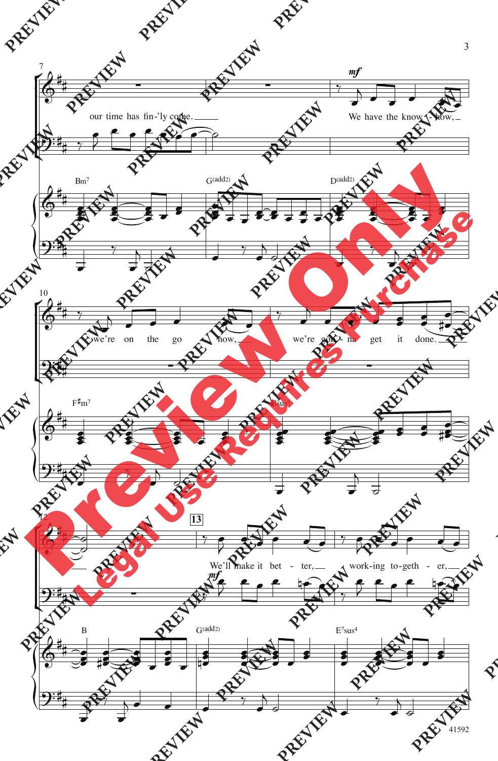our time has fin-'ly come.

We have the know - how,

we're on the go now,

we're gon - na get it done.

We'll make it bet - ter,

work-ing to-geth - er,

Bm7 G(add2) D(add2)

F♯m7 Bsus4

B G(add2) E7sus4

*mf*

**13**

41592

Preview Only

Legal Use Requires Purchase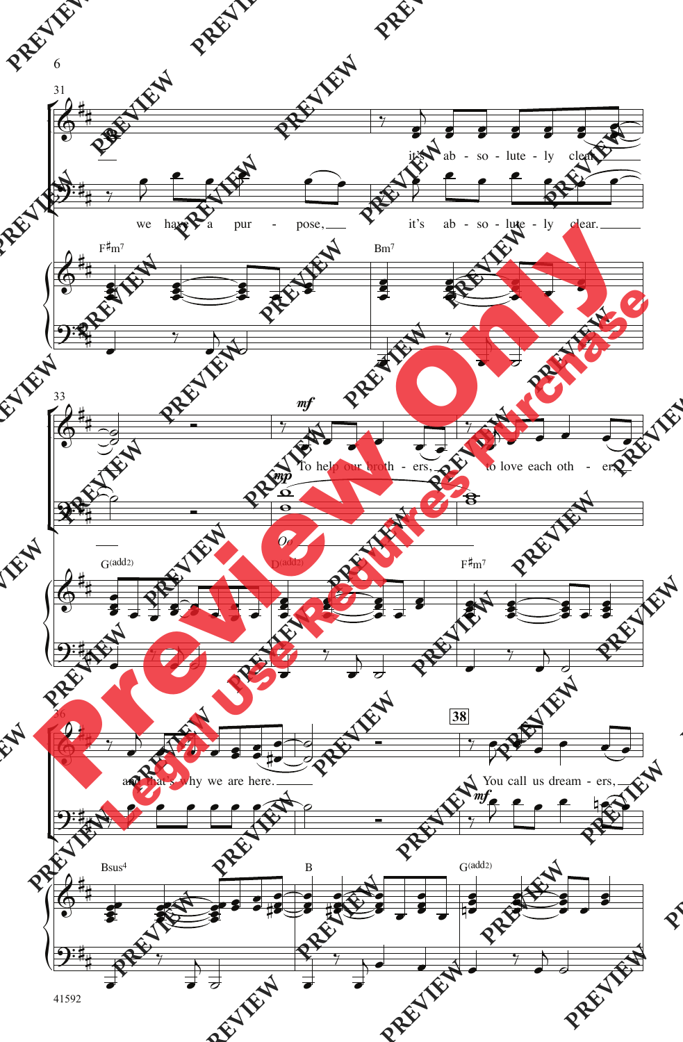31

it's ab - so - lute - ly clear.

we have a pur - pose, it's ab - so - lute - ly clear.

F♯m7 Bm7

33

*mf*

To help our broth - ers, to love each oth - er,

*mp*

Oo

G(add2) D(add2) F♯m7

36

and that's why we are here.

**38**

You call us dream - ers,

*mf*

Bsus4 B G(add2)

41592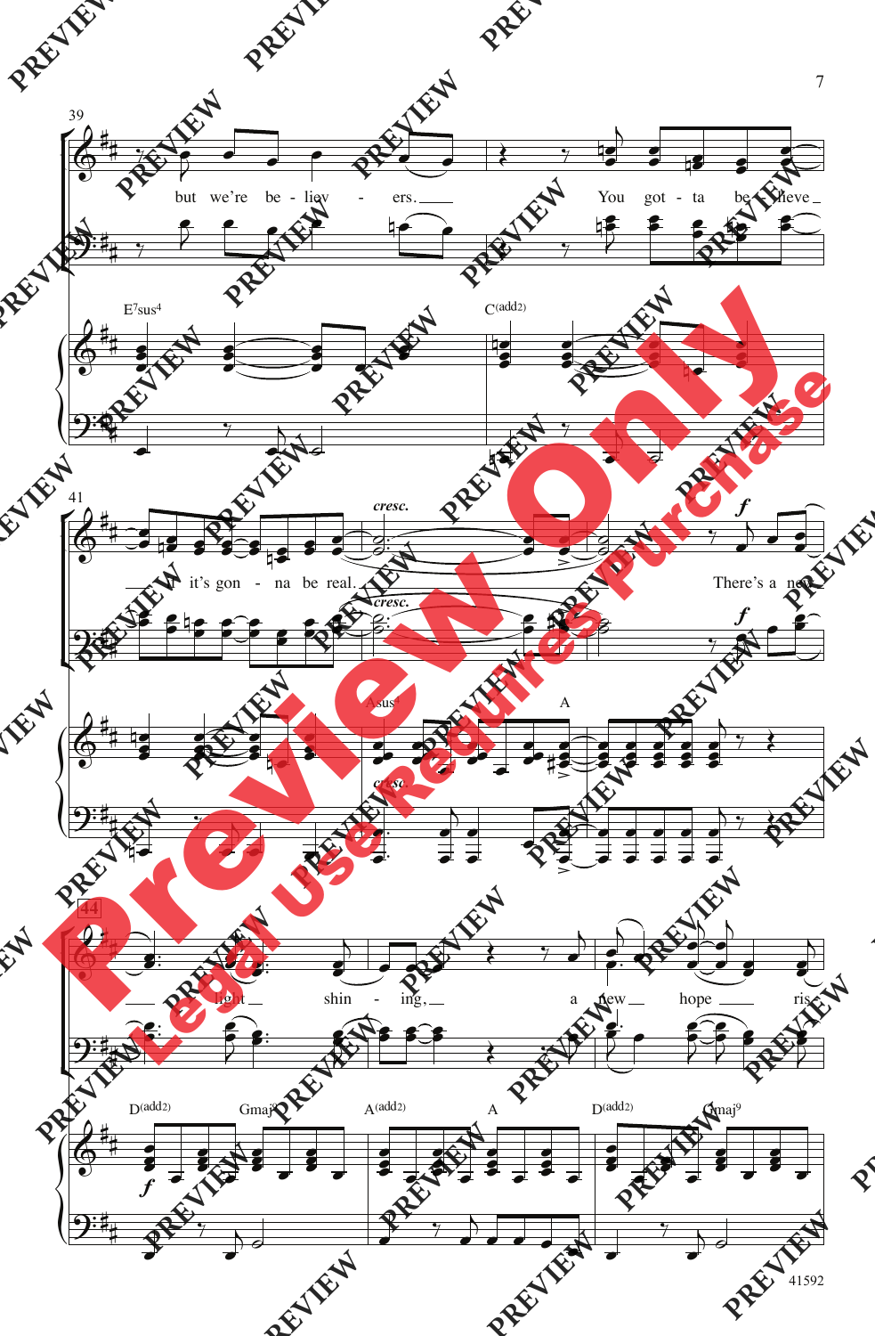but we're be - liev - ers. You got - ta be - lieve it's gon - na be real.

There's a new light shin - ing, a new hope ris -

E7sus4 C(add2) Asus4 A D(add2) Gmaj9 A(add2) A D(add2) Gmaj9

41592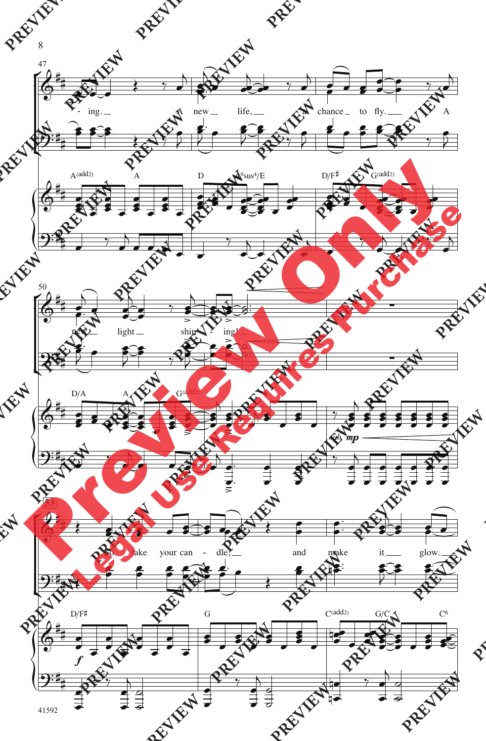47

-ing. A new life, chance to fly. A

A(add2) A D A9sus4/E D/F♯ G(add2)

50

new light shin - ing!

D/A A G(add2)

mp

53

So take your can - dle, and make it glow.

D/F♯ G C(add2) G/C C6

f

Preview Only

Legal Use Requires Purchase

41592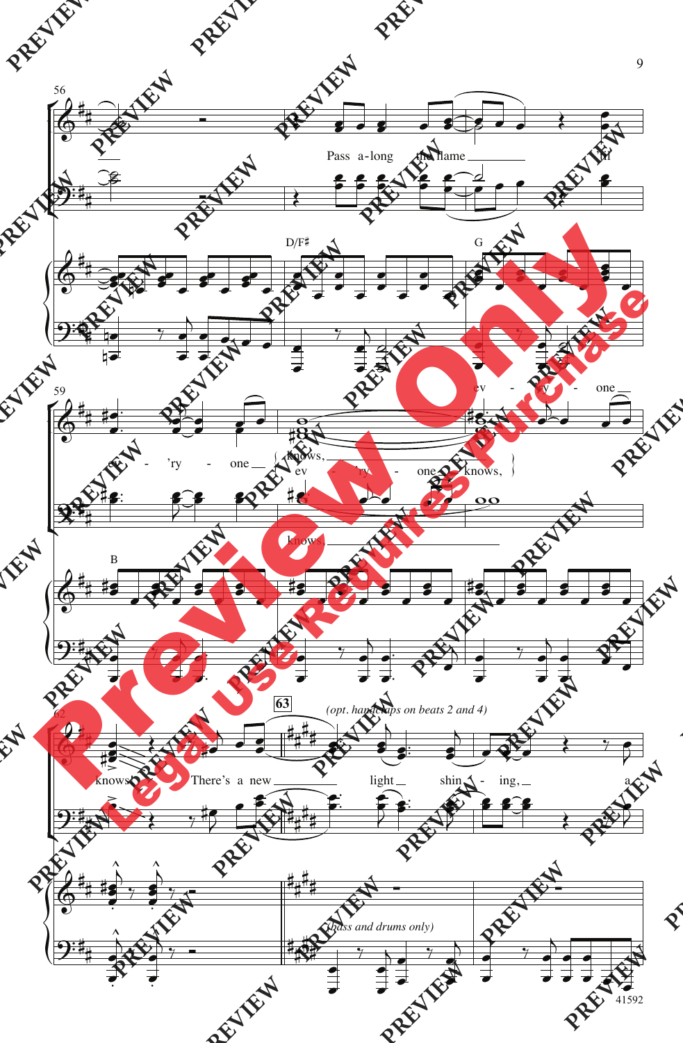56

Pass a-long the flame

D/F♯

G

In

ev - 'ry - one

59

ev - 'ry - one

knows,

ev - 'ry - one knows,

knows.

B

62

63

*(opt. handclaps on beats 2 and 4)*

knows. There's a new light shin - ing, a

*(bass and drums only)*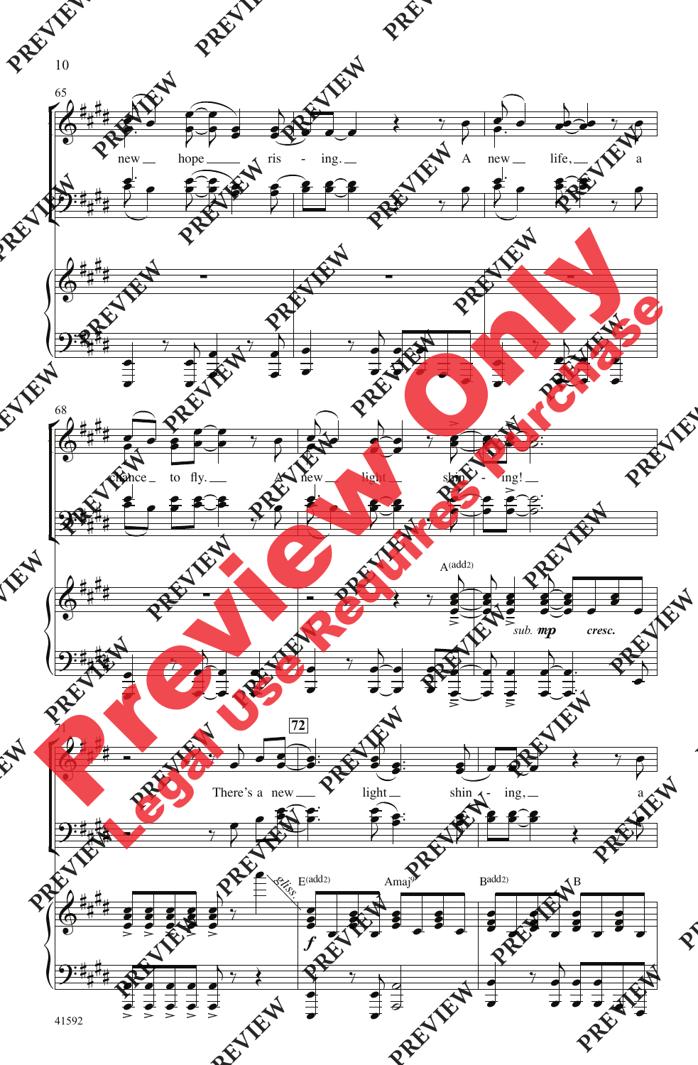new hope ris - ing. A new life, a

chance to fly. A new light shin - ing!

A(add2)

*sub.* **mp** *cresc.*

**72**

There's a new light shin - ing, a

E(add2) Amaj9 B(add2) B

**f**

*gliss.*

41592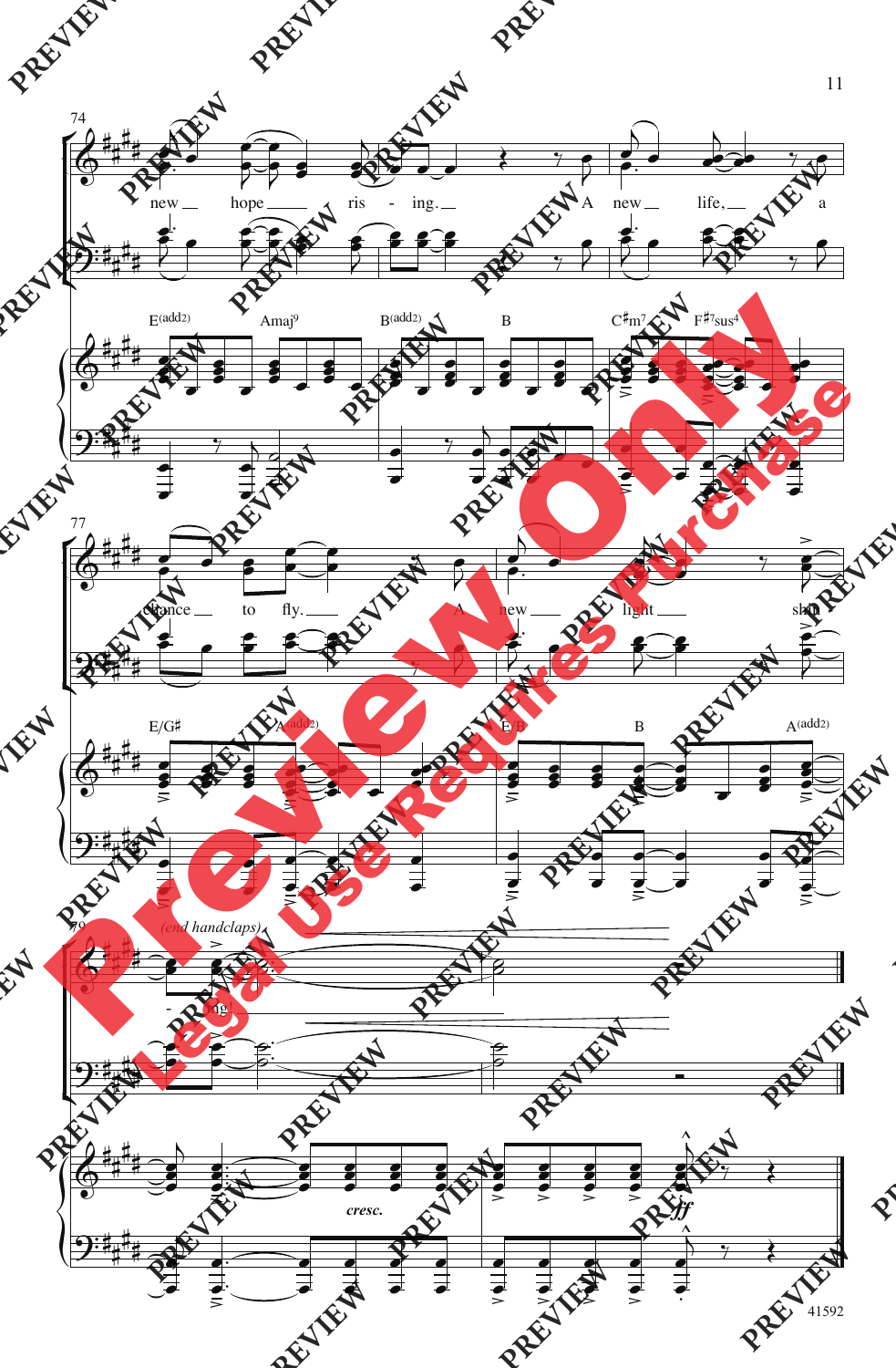74

new hope ris - ing. A new life, a

E(add2) Amaj9 B(add2) B C♯m7 F♯7sus4

77

chance to fly. A new light shin

E/G♯ A(add2) E/B B A(add2)

79 (end handclaps)

- ing!

E

cresc.

ff

41592